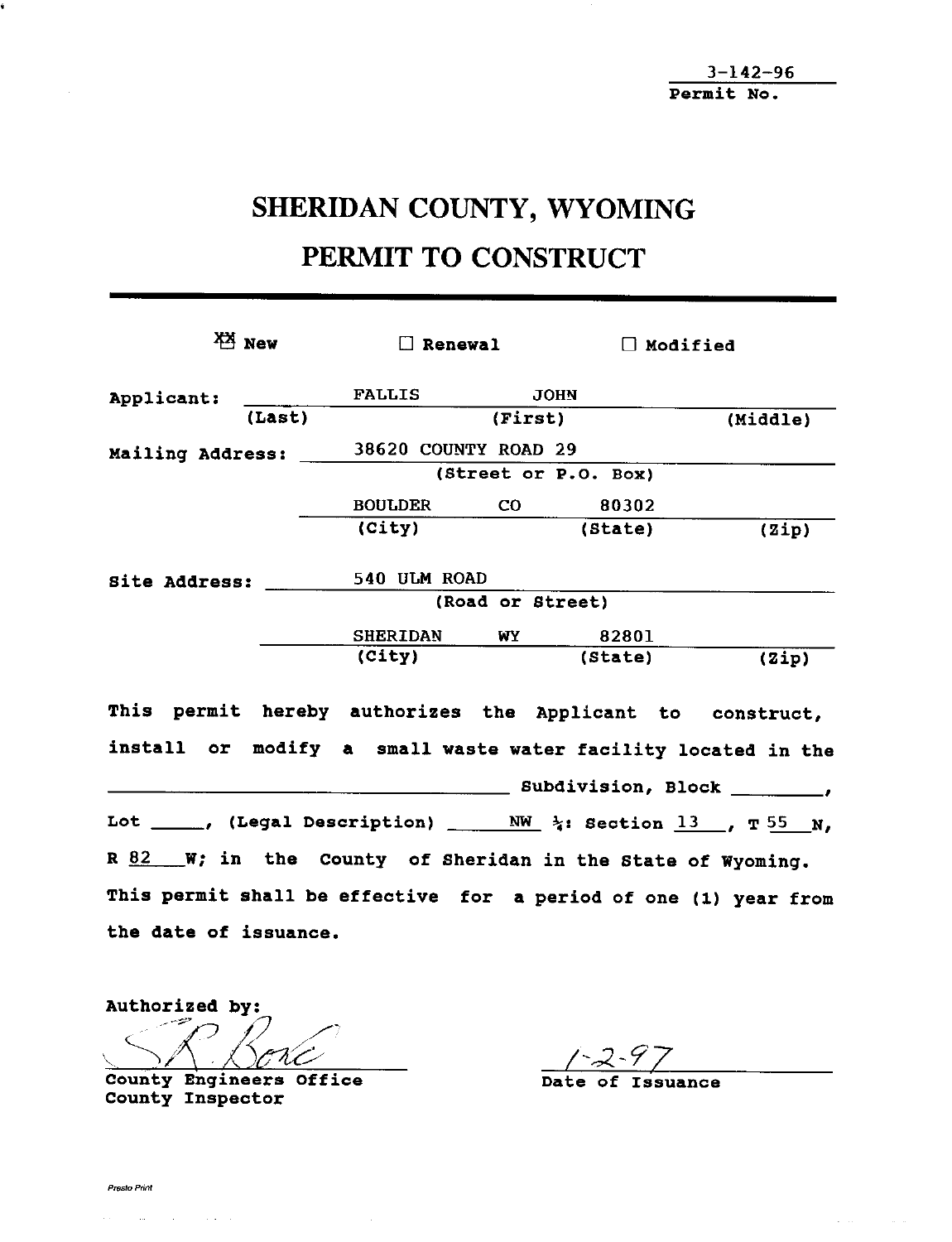3-142-96
**Permit No.**

# SHERIDAN COUNTY, WYOMING
# PERMIT TO CONSTRUCT

---

☒ **New** ☐ **Renewal** ☐ **Modified**

**Applicant:** FALLIS JOHN
(Last) (First) (Middle)

**Mailing Address:** 38620 COUNTY ROAD 29
(Street or P.O. Box)

BOULDER CO 80302
(City) (State) (Zip)

**Site Address:** 540 ULM ROAD
(Road or Street)

SHERIDAN WY 82801
(City) (State) (Zip)

This permit hereby authorizes the Applicant to construct, install or modify a small waste water facility located in the ____________ Subdivision, Block ________, Lot _____, (Legal Description) NW ¼: Section 13, T 55 N, R 82 W; in the County of Sheridan in the State of Wyoming. This permit shall be effective for a period of one (1) year from the date of issuance.

**Authorized by:**

S. R. Bore

**County Engineers Office**
**County Inspector**

1-2-97
**Date of Issuance**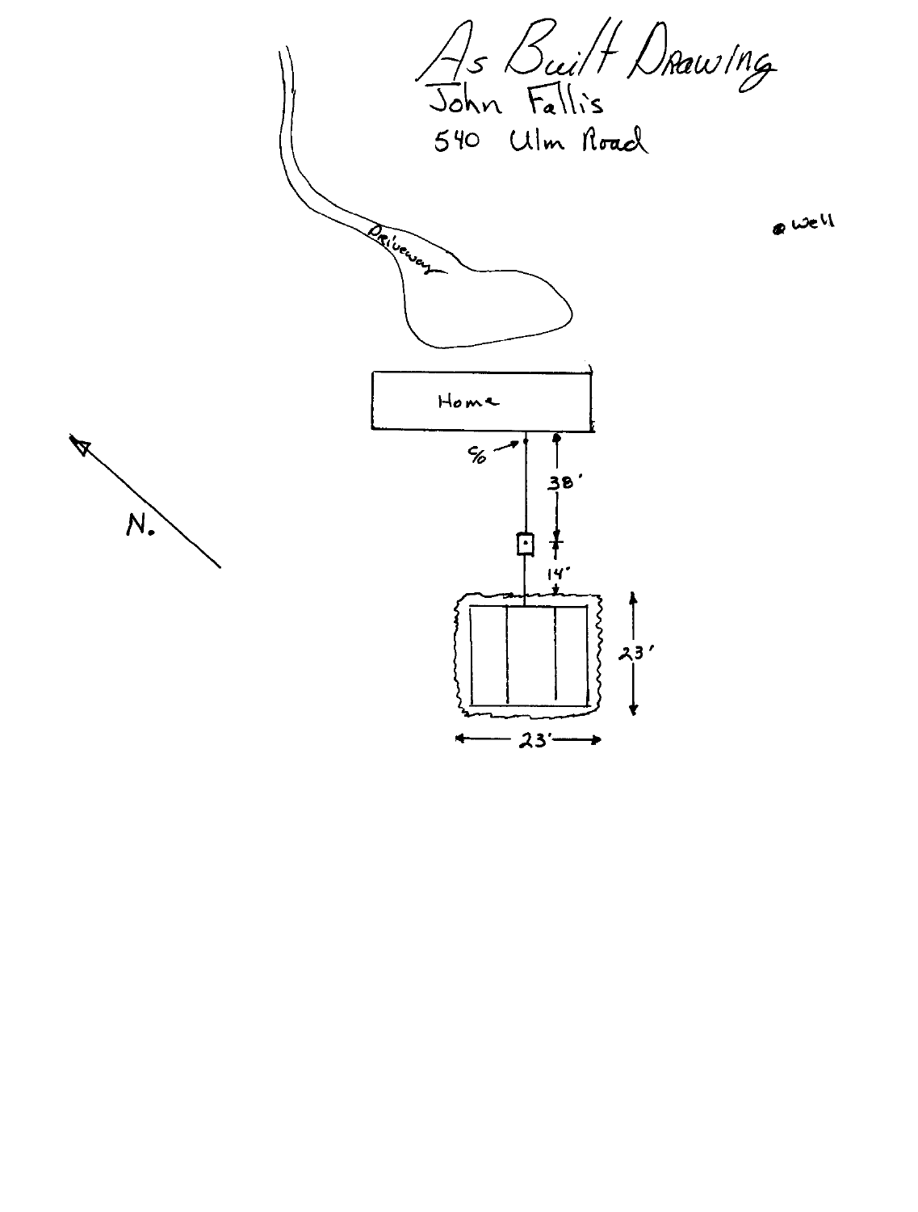# As Built Drawing

John Fallis
540 Ulm Road

Well

Driveway

Home

C/O

38'

14'

23'

23'

N.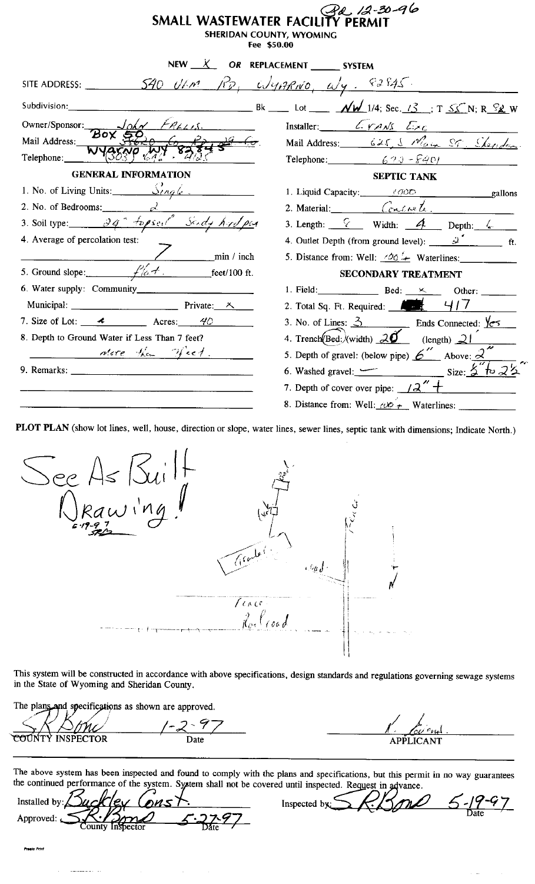PR 12-30-96

# SMALL WASTEWATER FACILITY PERMIT

SHERIDAN COUNTY, WYOMING

Fee $50.00

NEW X OR REPLACEMENT ______ SYSTEM

SITE ADDRESS: 540 Ulm Rd, Wyarno, Wy. 82845

Subdivision: ______ Bk ____ Lot ____ NW 1/4; Sec. 13 ; T 55 N; R 82 W

| | |
|---|---|
| Owner/Sponsor: John Frelis | Installer: Evans Exc |
| Mail Address: Box 50 Wyarno WY 82845 | Mail Address: 625 S Main St. Sheridan |
| Telephone: (303) 64_ - 4135 | Telephone: 673-8401 |

**GENERAL INFORMATION**

1. No. of Living Units: Single
2. No. of Bedrooms: 2
3. Soil type: 24" topsoil Sandy hardpan
4. Average of percolation test: 7 min / inch
5. Ground slope: flat feet/100 ft.
6. Water supply: Community ______ Municipal: ______ Private: X
7. Size of Lot: X Acres: 40
8. Depth to Ground Water if Less Than 7 feet? more than 7 feet.
9. Remarks: ______

**SEPTIC TANK**

1. Liquid Capacity: 1000 gallons
2. Material: Concrete
3. Length: 8 Width: 4 Depth: 6
4. Outlet Depth (from ground level): 3' ft.
5. Distance from: Well: 100'+ Waterlines: ______

**SECONDARY TREATMENT**

1. Field: ______ Bed: X Other: ______
2. Total Sq. Ft. Required: 417
3. No. of Lines: 3 Ends Connected: Yes
4. Trench/(Bed)(width) 20' (length) 21'
5. Depth of gravel: (below pipe) 6" Above: 2"
6. Washed gravel: ✓ Size: 3/4" to 2 1/2"
7. Depth of cover over pipe: 12" +
8. Distance from: Well: 100+ Waterlines: ______

**PLOT PLAN** (show lot lines, well, house, direction or slope, water lines, sewer lines, septic tank with dimensions; Indicate North.)

See As Built Drawing!
6-19-97 SRB

33' Well Gravel Road Fence N Fence Railroad

This system will be constructed in accordance with above specifications, design standards and regulations governing sewage systems in the State of Wyoming and Sheridan County.

The plans and specifications as shown are approved.

S.R. Bond 1-2-97
COUNTY INSPECTOR Date

J. Frelis
APPLICANT

The above system has been inspected and found to comply with the plans and specifications, but this permit in no way guarantees the continued performance of the system. System shall not be covered until inspected. Request in advance.

Installed by: Buckley Const.

Inspected by: S.R. Bond 5-19-97 Date

Approved: S.R. Bond 5-27-97
County Inspector Date